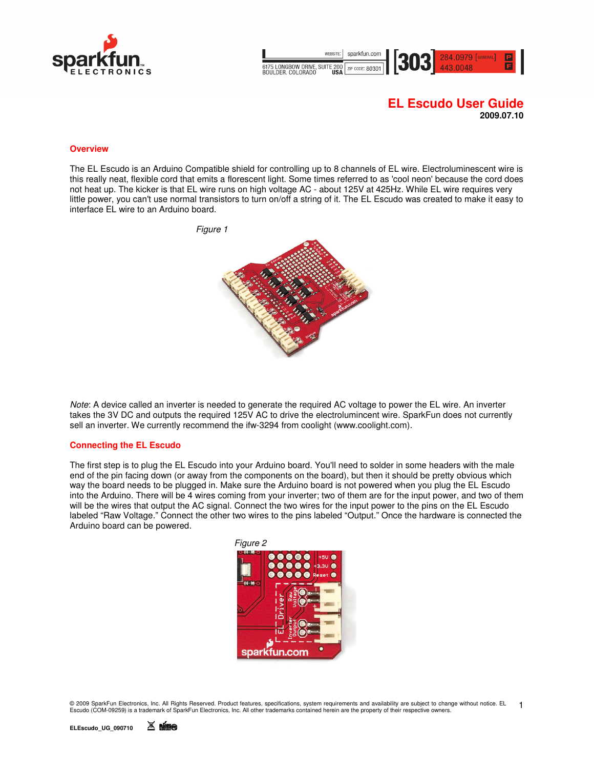# EL Escudo User Guide

**2009.07.10**

## Overview

The EL Escudo is an Arduino Compatible shield for controlling up to 8 channels of EL wire. Electroluminescent wire is this really neat, flexible cord that emits a florescent light. Some times referred to as 'cool neon' because the cord does not heat up. The kicker is that EL wire runs on high voltage AC - about 125V at 425Hz. While EL wire requires very little power, you can't use normal transistors to turn on/off a string of it. The EL Escudo was created to make it easy to interface EL wire to an Arduino board.

*Figure 1*

*Note*: A device called an inverter is needed to generate the required AC voltage to power the EL wire. An inverter takes the 3V DC and outputs the required 125V AC to drive the electrolumincent wire. SparkFun does not currently sell an inverter. We currently recommend the ifw-3294 from coolight (www.coolight.com).

## Connecting the EL Escudo

The first step is to plug the EL Escudo into your Arduino board. You'll need to solder in some headers with the male end of the pin facing down (or away from the components on the board), but then it should be pretty obvious which way the board needs to be plugged in. Make sure the Arduino board is not powered when you plug the EL Escudo into the Arduino. There will be 4 wires coming from your inverter; two of them are for the input power, and two of them will be the wires that output the AC signal. Connect the two wires for the input power to the pins on the EL Escudo labeled "Raw Voltage." Connect the other two wires to the pins labeled "Output." Once the hardware is connected the Arduino board can be powered.

*Figure 2*

© 2009 SparkFun Electronics, Inc. All Rights Reserved. Product features, specifications, system requirements and availability are subject to change without notice. EL Escudo (COM-09259) is a trademark of SparkFun Electronics, Inc. All other trademarks contained herein are the property of their respective owners.

ELEscudo_UG_090710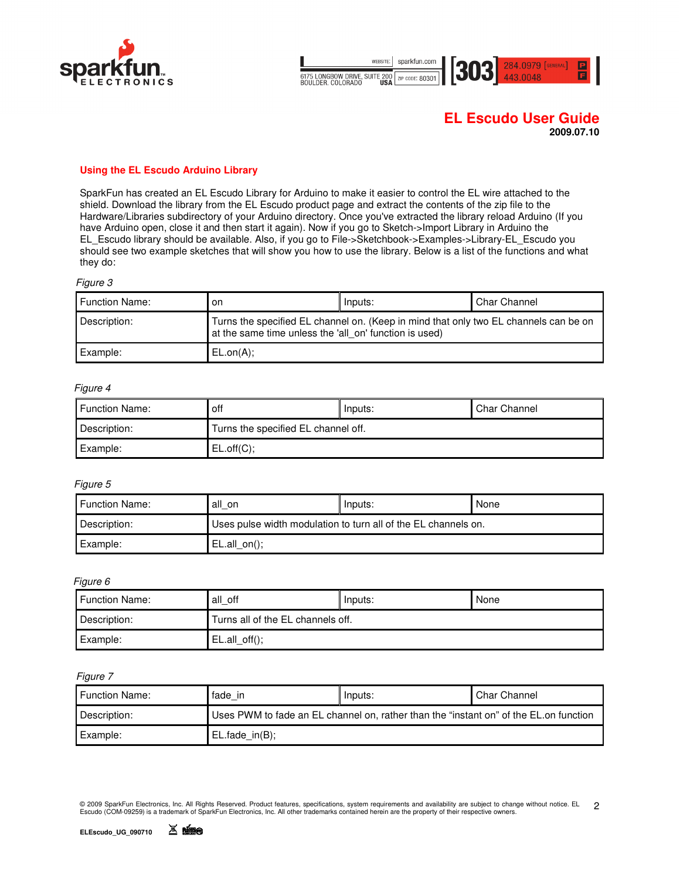## Using the EL Escudo Arduino Library

SparkFun has created an EL Escudo Library for Arduino to make it easier to control the EL wire attached to the shield. Download the library from the EL Escudo product page and extract the contents of the zip file to the Hardware/Libraries subdirectory of your Arduino directory. Once you've extracted the library reload Arduino (If you have Arduino open, close it and then start it again). Now if you go to Sketch->Import Library in Arduino the EL_Escudo library should be available. Also, if you go to File->Sketchbook->Examples->Library-EL_Escudo you should see two example sketches that will show you how to use the library. Below is a list of the functions and what they do:

*Figure 3*

| Function Name: | on | Inputs: | Char Channel |
|---|---|---|---|
| Description: | Turns the specified EL channel on. (Keep in mind that only two EL channels can be on at the same time unless the 'all_on' function is used) | | |
| Example: | EL.on(A); | | |

*Figure 4*

| Function Name: | off | Inputs: | Char Channel |
|---|---|---|---|
| Description: | Turns the specified EL channel off. | | |
| Example: | EL.off(C); | | |

*Figure 5*

| Function Name: | all_on | Inputs: | None |
|---|---|---|---|
| Description: | Uses pulse width modulation to turn all of the EL channels on. | | |
| Example: | EL.all_on(); | | |

*Figure 6*

| Function Name: | all_off | Inputs: | None |
|---|---|---|---|
| Description: | Turns all of the EL channels off. | | |
| Example: | EL.all_off(); | | |

*Figure 7*

| Function Name: | fade_in | Inputs: | Char Channel |
|---|---|---|---|
| Description: | Uses PWM to fade an EL channel on, rather than the “instant on” of the EL.on function | | |
| Example: | EL.fade_in(B); | | |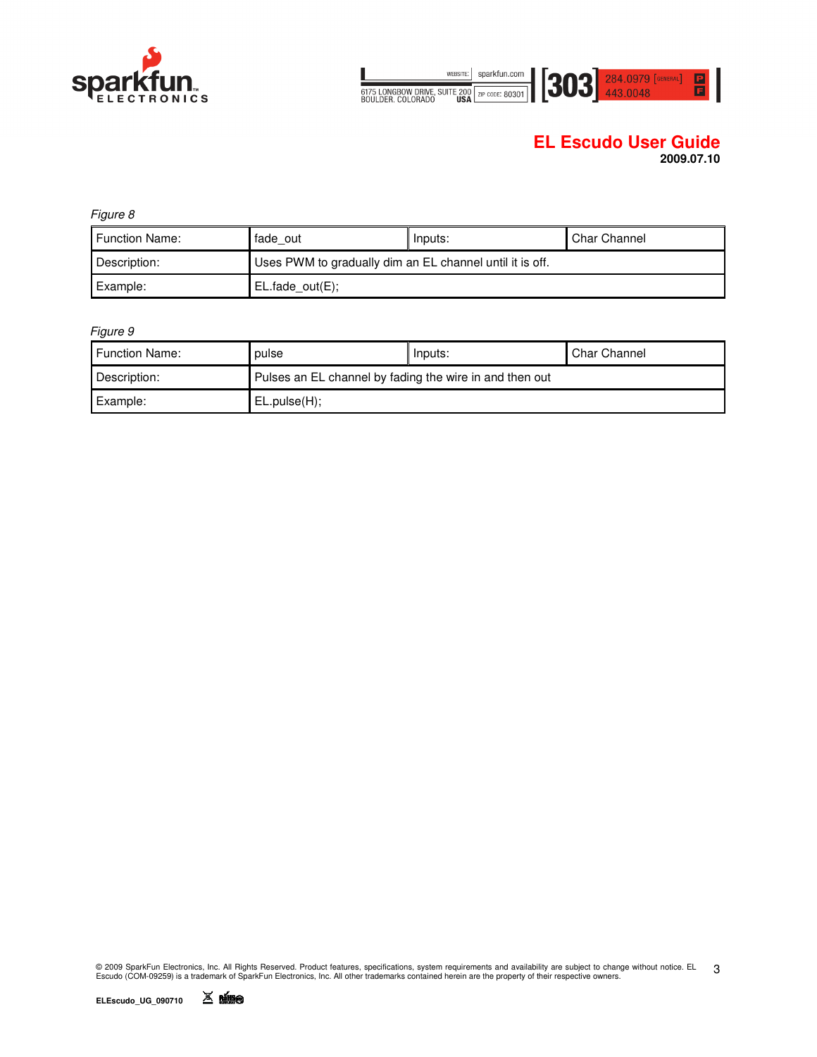*Figure 8*

| | | | |
|---|---|---|---|
| Function Name: | fade_out | Inputs: | Char Channel |
| Description: | Uses PWM to gradually dim an EL channel until it is off. | | |
| Example: | EL.fade_out(E); | | |

*Figure 9*

| | | | |
|---|---|---|---|
| Function Name: | pulse | Inputs: | Char Channel |
| Description: | Pulses an EL channel by fading the wire in and then out | | |
| Example: | EL.pulse(H); | | |